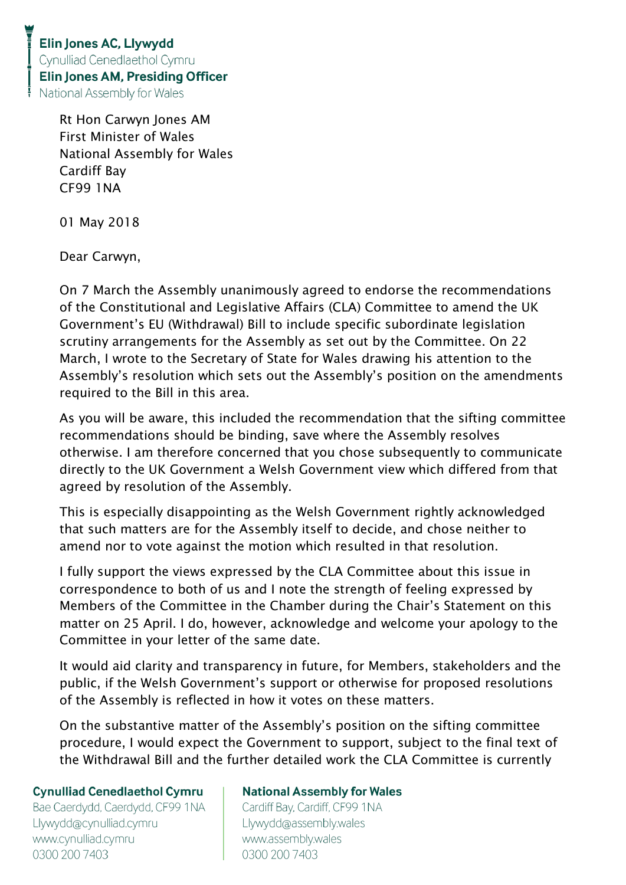**Elin Jones AC, Llywydd**
Cynulliad Cenedlaethol Cymru
**Elin Jones AM, Presiding Officer**
National Assembly for Wales

Rt Hon Carwyn Jones AM
First Minister of Wales
National Assembly for Wales
Cardiff Bay
CF99 1NA

01 May 2018

Dear Carwyn,

On 7 March the Assembly unanimously agreed to endorse the recommendations of the Constitutional and Legislative Affairs (CLA) Committee to amend the UK Government's EU (Withdrawal) Bill to include specific subordinate legislation scrutiny arrangements for the Assembly as set out by the Committee. On 22 March, I wrote to the Secretary of State for Wales drawing his attention to the Assembly's resolution which sets out the Assembly's position on the amendments required to the Bill in this area.

As you will be aware, this included the recommendation that the sifting committee recommendations should be binding, save where the Assembly resolves otherwise. I am therefore concerned that you chose subsequently to communicate directly to the UK Government a Welsh Government view which differed from that agreed by resolution of the Assembly.

This is especially disappointing as the Welsh Government rightly acknowledged that such matters are for the Assembly itself to decide, and chose neither to amend nor to vote against the motion which resulted in that resolution.

I fully support the views expressed by the CLA Committee about this issue in correspondence to both of us and I note the strength of feeling expressed by Members of the Committee in the Chamber during the Chair's Statement on this matter on 25 April. I do, however, acknowledge and welcome your apology to the Committee in your letter of the same date.

It would aid clarity and transparency in future, for Members, stakeholders and the public, if the Welsh Government's support or otherwise for proposed resolutions of the Assembly is reflected in how it votes on these matters.

On the substantive matter of the Assembly's position on the sifting committee procedure, I would expect the Government to support, subject to the final text of the Withdrawal Bill and the further detailed work the CLA Committee is currently

**Cynulliad Cenedlaethol Cymru**
Bae Caerdydd, Caerdydd, CF99 1NA
Llywydd@cynulliad.cymru
www.cynulliad.cymru
0300 200 7403

**National Assembly for Wales**
Cardiff Bay, Cardiff, CF99 1NA
Llywydd@assembly.wales
www.assembly.wales
0300 200 7403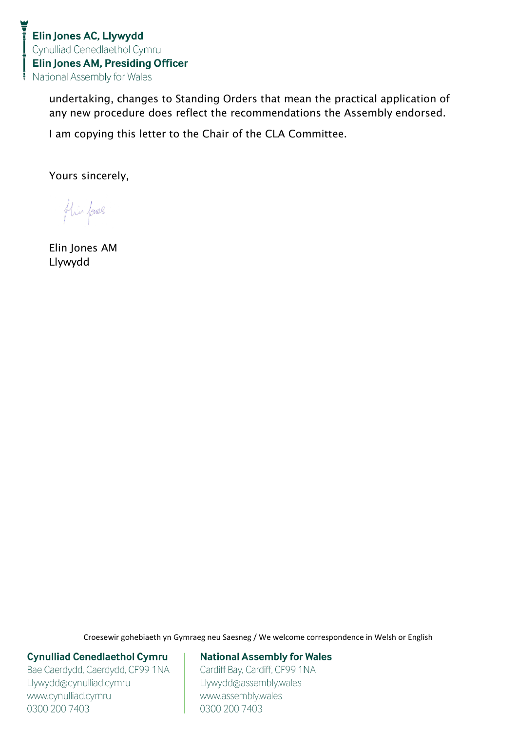undertaking, changes to Standing Orders that mean the practical application of any new procedure does reflect the recommendations the Assembly endorsed.

I am copying this letter to the Chair of the CLA Committee.

Yours sincerely,

Elin Jones AM
Llywydd